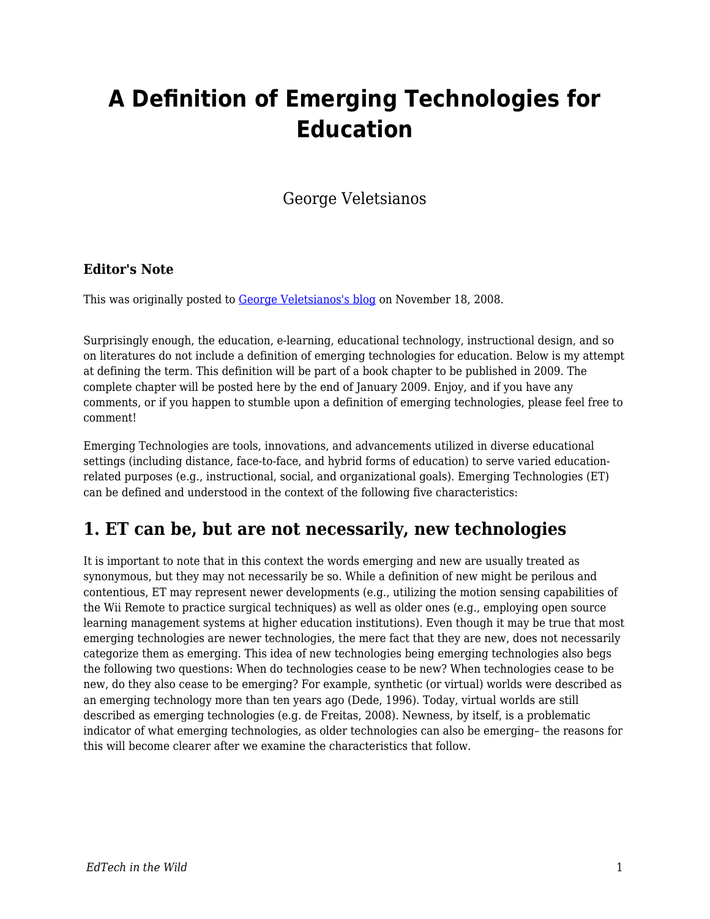# A Definition of Emerging Technologies for Education

George Veletsianos

**Editor's Note**

This was originally posted to [George Veletsianos's blog](#) on November 18, 2008.

Surprisingly enough, the education, e-learning, educational technology, instructional design, and so on literatures do not include a definition of emerging technologies for education. Below is my attempt at defining the term. This definition will be part of a book chapter to be published in 2009. The complete chapter will be posted here by the end of January 2009. Enjoy, and if you have any comments, or if you happen to stumble upon a definition of emerging technologies, please feel free to comment!

Emerging Technologies are tools, innovations, and advancements utilized in diverse educational settings (including distance, face-to-face, and hybrid forms of education) to serve varied education-related purposes (e.g., instructional, social, and organizational goals). Emerging Technologies (ET) can be defined and understood in the context of the following five characteristics:

## 1. ET can be, but are not necessarily, new technologies

It is important to note that in this context the words emerging and new are usually treated as synonymous, but they may not necessarily be so. While a definition of new might be perilous and contentious, ET may represent newer developments (e.g., utilizing the motion sensing capabilities of the Wii Remote to practice surgical techniques) as well as older ones (e.g., employing open source learning management systems at higher education institutions). Even though it may be true that most emerging technologies are newer technologies, the mere fact that they are new, does not necessarily categorize them as emerging. This idea of new technologies being emerging technologies also begs the following two questions: When do technologies cease to be new? When technologies cease to be new, do they also cease to be emerging? For example, synthetic (or virtual) worlds were described as an emerging technology more than ten years ago (Dede, 1996). Today, virtual worlds are still described as emerging technologies (e.g. de Freitas, 2008). Newness, by itself, is a problematic indicator of what emerging technologies, as older technologies can also be emerging– the reasons for this will become clearer after we examine the characteristics that follow.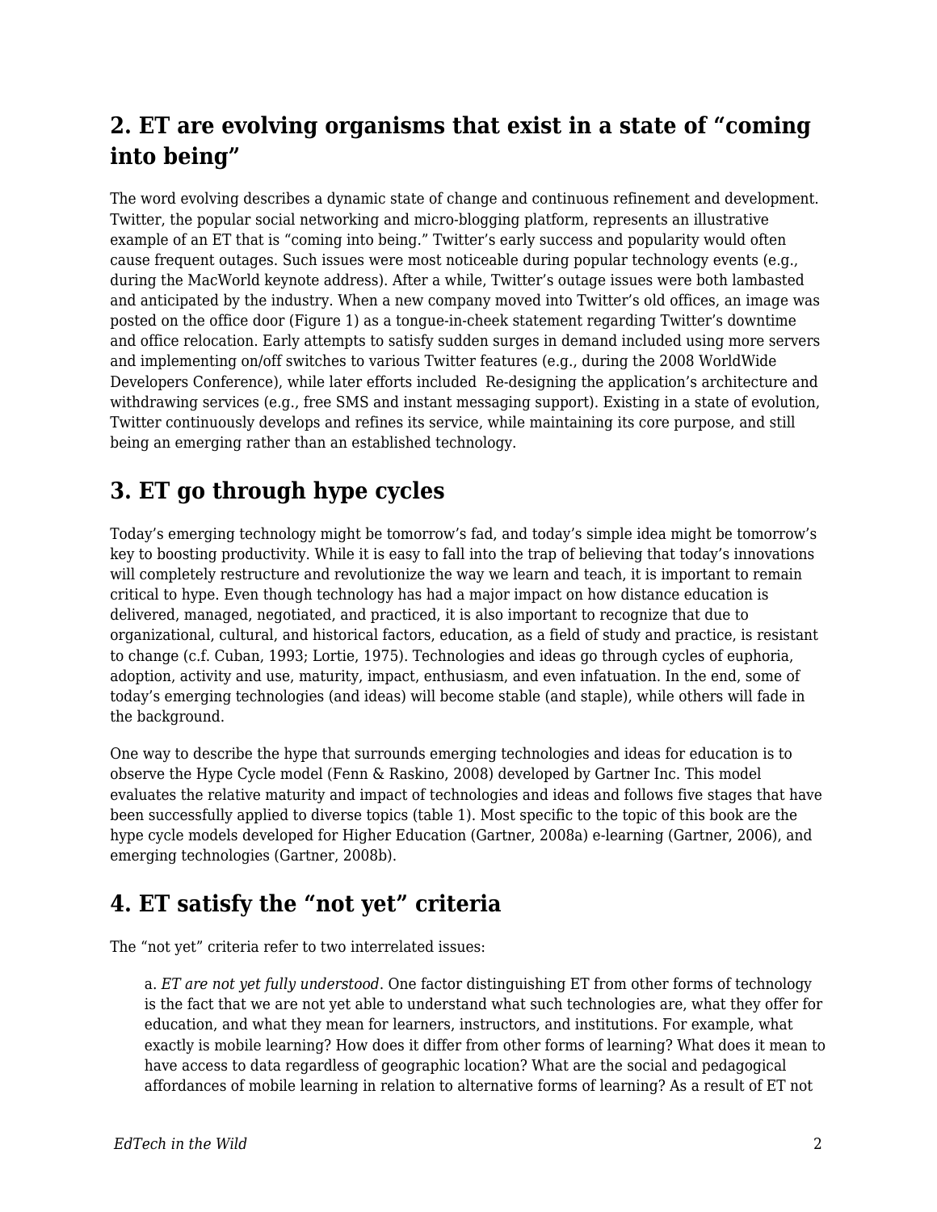## 2. ET are evolving organisms that exist in a state of "coming into being"

The word evolving describes a dynamic state of change and continuous refinement and development. Twitter, the popular social networking and micro-blogging platform, represents an illustrative example of an ET that is "coming into being." Twitter's early success and popularity would often cause frequent outages. Such issues were most noticeable during popular technology events (e.g., during the MacWorld keynote address). After a while, Twitter's outage issues were both lambasted and anticipated by the industry. When a new company moved into Twitter's old offices, an image was posted on the office door (Figure 1) as a tongue-in-cheek statement regarding Twitter's downtime and office relocation. Early attempts to satisfy sudden surges in demand included using more servers and implementing on/off switches to various Twitter features (e.g., during the 2008 WorldWide Developers Conference), while later efforts included Re-designing the application's architecture and withdrawing services (e.g., free SMS and instant messaging support). Existing in a state of evolution, Twitter continuously develops and refines its service, while maintaining its core purpose, and still being an emerging rather than an established technology.

## 3. ET go through hype cycles

Today's emerging technology might be tomorrow's fad, and today's simple idea might be tomorrow's key to boosting productivity. While it is easy to fall into the trap of believing that today's innovations will completely restructure and revolutionize the way we learn and teach, it is important to remain critical to hype. Even though technology has had a major impact on how distance education is delivered, managed, negotiated, and practiced, it is also important to recognize that due to organizational, cultural, and historical factors, education, as a field of study and practice, is resistant to change (c.f. Cuban, 1993; Lortie, 1975). Technologies and ideas go through cycles of euphoria, adoption, activity and use, maturity, impact, enthusiasm, and even infatuation. In the end, some of today's emerging technologies (and ideas) will become stable (and staple), while others will fade in the background.

One way to describe the hype that surrounds emerging technologies and ideas for education is to observe the Hype Cycle model (Fenn & Raskino, 2008) developed by Gartner Inc. This model evaluates the relative maturity and impact of technologies and ideas and follows five stages that have been successfully applied to diverse topics (table 1). Most specific to the topic of this book are the hype cycle models developed for Higher Education (Gartner, 2008a) e-learning (Gartner, 2006), and emerging technologies (Gartner, 2008b).

## 4. ET satisfy the "not yet" criteria

The "not yet" criteria refer to two interrelated issues:

a. *ET are not yet fully understood*. One factor distinguishing ET from other forms of technology is the fact that we are not yet able to understand what such technologies are, what they offer for education, and what they mean for learners, instructors, and institutions. For example, what exactly is mobile learning? How does it differ from other forms of learning? What does it mean to have access to data regardless of geographic location? What are the social and pedagogical affordances of mobile learning in relation to alternative forms of learning? As a result of ET not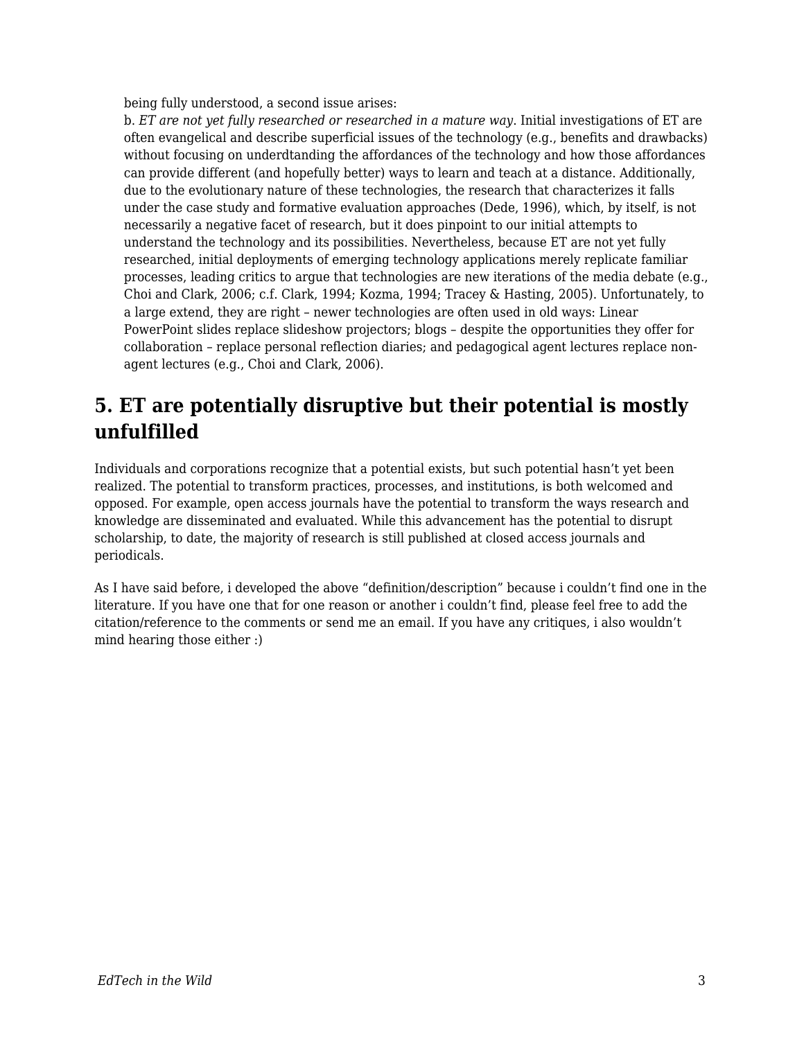being fully understood, a second issue arises:

b. *ET are not yet fully researched or researched in a mature way*. Initial investigations of ET are often evangelical and describe superficial issues of the technology (e.g., benefits and drawbacks) without focusing on underdtanding the affordances of the technology and how those affordances can provide different (and hopefully better) ways to learn and teach at a distance. Additionally, due to the evolutionary nature of these technologies, the research that characterizes it falls under the case study and formative evaluation approaches (Dede, 1996), which, by itself, is not necessarily a negative facet of research, but it does pinpoint to our initial attempts to understand the technology and its possibilities. Nevertheless, because ET are not yet fully researched, initial deployments of emerging technology applications merely replicate familiar processes, leading critics to argue that technologies are new iterations of the media debate (e.g., Choi and Clark, 2006; c.f. Clark, 1994; Kozma, 1994; Tracey & Hasting, 2005). Unfortunately, to a large extend, they are right – newer technologies are often used in old ways: Linear PowerPoint slides replace slideshow projectors; blogs – despite the opportunities they offer for collaboration – replace personal reflection diaries; and pedagogical agent lectures replace non-agent lectures (e.g., Choi and Clark, 2006).

## 5. ET are potentially disruptive but their potential is mostly unfulfilled

Individuals and corporations recognize that a potential exists, but such potential hasn't yet been realized. The potential to transform practices, processes, and institutions, is both welcomed and opposed. For example, open access journals have the potential to transform the ways research and knowledge are disseminated and evaluated. While this advancement has the potential to disrupt scholarship, to date, the majority of research is still published at closed access journals and periodicals.

As I have said before, i developed the above "definition/description" because i couldn't find one in the literature. If you have one that for one reason or another i couldn't find, please feel free to add the citation/reference to the comments or send me an email. If you have any critiques, i also wouldn't mind hearing those either :)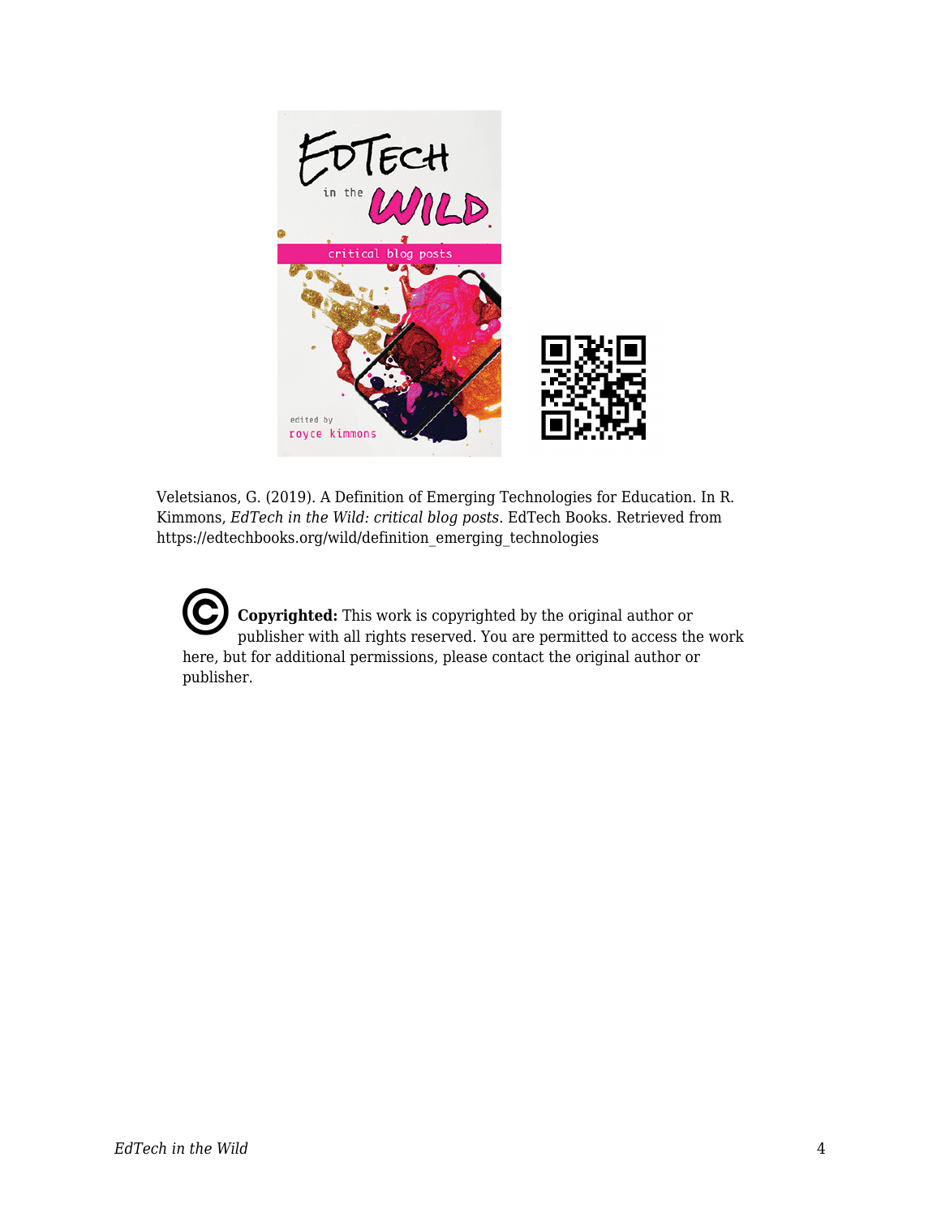Veletsianos, G. (2019). A Definition of Emerging Technologies for Education. In R. Kimmons, *EdTech in the Wild: critical blog posts*. EdTech Books. Retrieved from https://edtechbooks.org/wild/definition_emerging_technologies

**Copyrighted:** This work is copyrighted by the original author or publisher with all rights reserved. You are permitted to access the work here, but for additional permissions, please contact the original author or publisher.